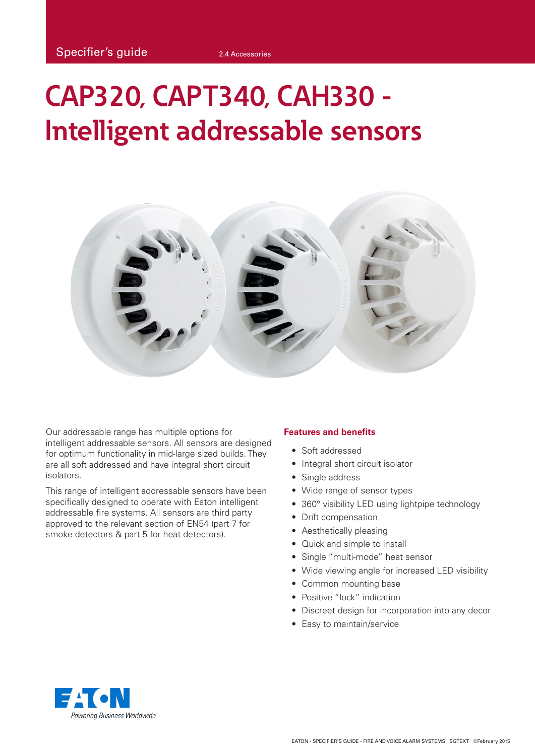Specifier's guide

2.4 Accessories

# CAP320, CAPT340, CAH330 - Intelligent addressable sensors

Our addressable range has multiple options for intelligent addressable sensors. All sensors are designed for optimum functionality in mid-large sized builds. They are all soft addressed and have integral short circuit isolators.

This range of intelligent addressable sensors have been specifically designed to operate with Eaton intelligent addressable fire systems. All sensors are third party approved to the relevant section of EN54 (part 7 for smoke detectors & part 5 for heat detectors).

## Features and benefits

- Soft addressed
- Integral short circuit isolator
- Single address
- Wide range of sensor types
- 360° visibility LED using lightpipe technology
- Drift compensation
- Aesthetically pleasing
- Quick and simple to install
- Single "multi-mode" heat sensor
- Wide viewing angle for increased LED visibility
- Common mounting base
- Positive "lock" indication
- Discreet design for incorporation into any decor
- Easy to maintain/service

EATON
Powering Business Worldwide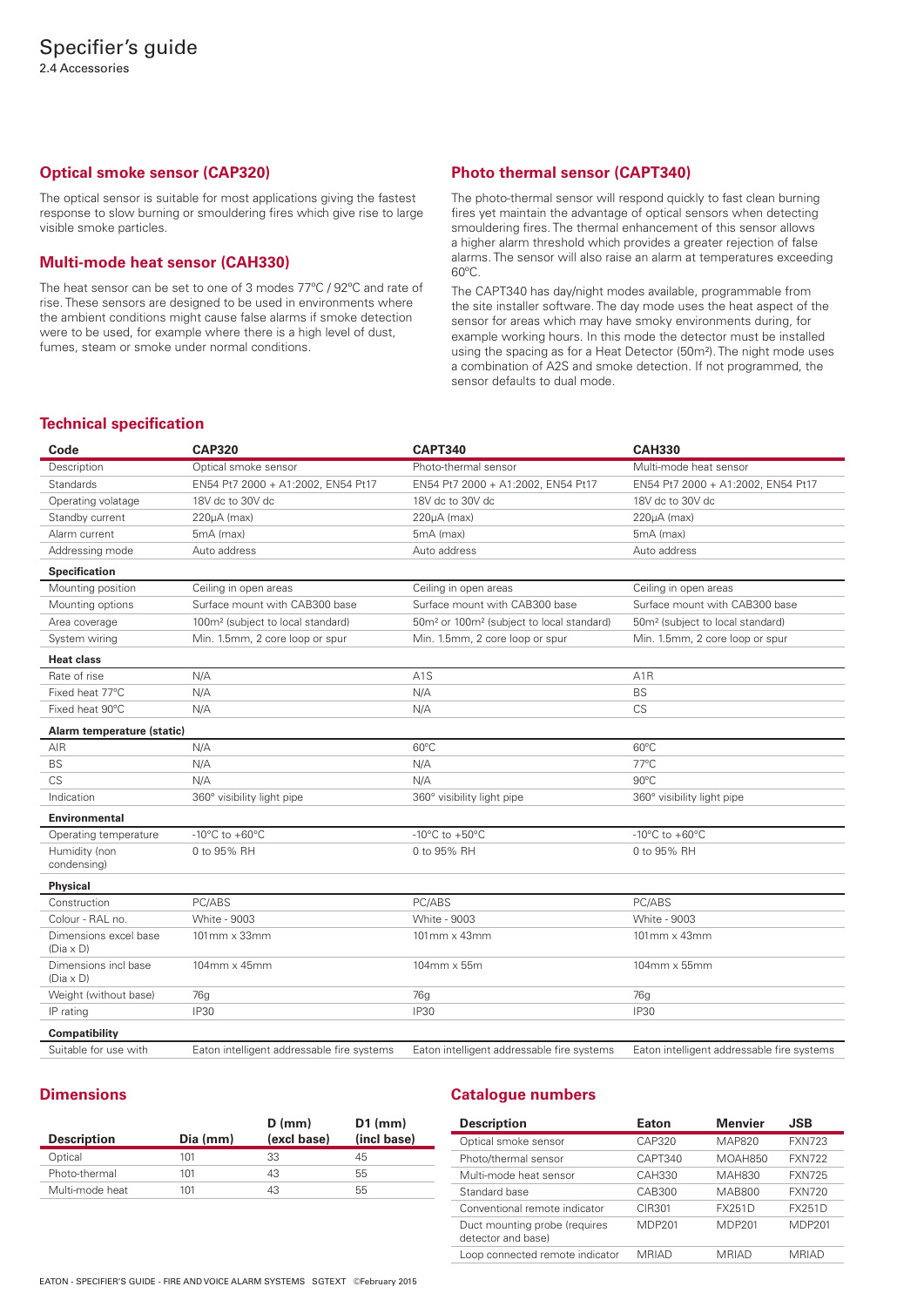# Specifier's guide

2.4 Accessories

## Optical smoke sensor (CAP320)

The optical sensor is suitable for most applications giving the fastest response to slow burning or smouldering fires which give rise to large visible smoke particles.

## Multi-mode heat sensor (CAH330)

The heat sensor can be set to one of 3 modes 77ºC / 92ºC and rate of rise. These sensors are designed to be used in environments where the ambient conditions might cause false alarms if smoke detection were to be used, for example where there is a high level of dust, fumes, steam or smoke under normal conditions.

## Photo thermal sensor (CAPT340)

The photo-thermal sensor will respond quickly to fast clean burning fires yet maintain the advantage of optical sensors when detecting smouldering fires. The thermal enhancement of this sensor allows a higher alarm threshold which provides a greater rejection of false alarms. The sensor will also raise an alarm at temperatures exceeding 60ºC.

The CAPT340 has day/night modes available, programmable from the site installer software. The day mode uses the heat aspect of the sensor for areas which may have smoky environments during, for example working hours. In this mode the detector must be installed using the spacing as for a Heat Detector (50m²). The night mode uses a combination of A2S and smoke detection. If not programmed, the sensor defaults to dual mode.

## Technical specification

| Code | CAP320 | CAPT340 | CAH330 |
|---|---|---|---|
| Description | Optical smoke sensor | Photo-thermal sensor | Multi-mode heat sensor |
| Standards | EN54 Pt7 2000 + A1:2002, EN54 Pt17 | EN54 Pt7 2000 + A1:2002, EN54 Pt17 | EN54 Pt7 2000 + A1:2002, EN54 Pt17 |
| Operating volatage | 18V dc to 30V dc | 18V dc to 30V dc | 18V dc to 30V dc |
| Standby current | 220μA (max) | 220μA (max) | 220μA (max) |
| Alarm current | 5mA (max) | 5mA (max) | 5mA (max) |
| Addressing mode | Auto address | Auto address | Auto address |
| **Specification** | | | |
| Mounting position | Ceiling in open areas | Ceiling in open areas | Ceiling in open areas |
| Mounting options | Surface mount with CAB300 base | Surface mount with CAB300 base | Surface mount with CAB300 base |
| Area coverage | 100m² (subject to local standard) | 50m² or 100m² (subject to local standard) | 50m² (subject to local standard) |
| System wiring | Min. 1.5mm, 2 core loop or spur | Min. 1.5mm, 2 core loop or spur | Min. 1.5mm, 2 core loop or spur |
| **Heat class** | | | |
| Rate of rise | N/A | A1S | A1R |
| Fixed heat 77ºC | N/A | N/A | BS |
| Fixed heat 90ºC | N/A | N/A | CS |
| **Alarm temperature (static)** | | | |
| AIR | N/A | 60ºC | 60ºC |
| BS | N/A | N/A | 77ºC |
| CS | N/A | N/A | 90ºC |
| Indication | 360º visibility light pipe | 360º visibility light pipe | 360º visibility light pipe |
| **Environmental** | | | |
| Operating temperature | -10ºC to +60ºC | -10ºC to +50ºC | -10ºC to +60ºC |
| Humidity (non condensing) | 0 to 95% RH | 0 to 95% RH | 0 to 95% RH |
| **Physical** | | | |
| Construction | PC/ABS | PC/ABS | PC/ABS |
| Colour - RAL no. | White - 9003 | White - 9003 | White - 9003 |
| Dimensions excel base (Dia x D) | 101mm x 33mm | 101mm x 43mm | 101mm x 43mm |
| Dimensions incl base (Dia x D) | 104mm x 45mm | 104mm x 55mm | 104mm x 55mm |
| Weight (without base) | 76g | 76g | 76g |
| IP rating | IP30 | IP30 | IP30 |
| **Compatibility** | | | |
| Suitable for use with | Eaton intelligent addressable fire systems | Eaton intelligent addressable fire systems | Eaton intelligent addressable fire systems |

## Dimensions

| Description | Dia (mm) | D (mm) (excl base) | D1 (mm) (incl base) |
|---|---|---|---|
| Optical | 101 | 33 | 45 |
| Photo-thermal | 101 | 43 | 55 |
| Multi-mode heat | 101 | 43 | 55 |

## Catalogue numbers

| Description | Eaton | Menvier | JSB |
|---|---|---|---|
| Optical smoke sensor | CAP320 | MAP820 | FXN723 |
| Photo/thermal sensor | CAPT340 | MOAH850 | FXN722 |
| Multi-mode heat sensor | CAH330 | MAH830 | FXN725 |
| Standard base | CAB300 | MAB800 | FXN720 |
| Conventional remote indicator | CIR301 | FX251D | FX251D |
| Duct mounting probe (requires detector and base) | MDP201 | MDP201 | MDP201 |
| Loop connected remote indicator | MRIAD | MRIAD | MRIAD |